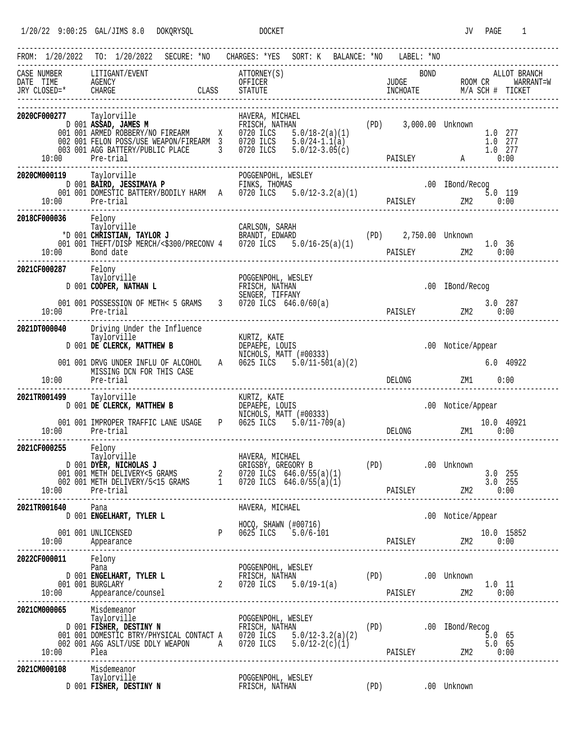1/20/22 9:00:25 GAL/JIMS 8.0 DOKQRYSQL DOCKET JV PAGE 1

```
FROM: 1/20/2022  TO: 1/20/2022  SECURE: *NO   CHARGES: *YES  SORT: K  BALANCE: *NO   LABEL: *NO
-------------------------------------------------------------------------------------------------------------
CASE NUMBER      LITIGANT/EVENT                         ATTORNEY(S)                                BOND               ALLOT BRANCH
DATE  TIME       AGENCY                                 OFFICER                                JUDGE              ROOM CR     WARRANT=W
JRY CLOSED=*     CHARGE                     CLASS       STATUTE                                INCHOATE           M/A SCH #  TICKET
-------------------------------------------------------------------------------------------------------------

2020CF000277     Taylorville                            HAVERA, MICHAEL
          D 001 ASSAD, JAMES M                          FRISCH, NATHAN                  (PD)     3,000.00 Unknown
          001 001 ARMED ROBBERY/NO FIREARM      X       0720 ILCS    5.0/18-2(a)(1)                                1.0  277
          002 001 FELON POSS/USE WEAPON/FIREARM 3       0720 ILCS    5.0/24-1.1(a)                                 1.0  277
          003 001 AGG BATTERY/PUBLIC PLACE      3       0720 ILCS    5.0/12-3.05(c)                                1.0  277
   10:00        Pre-trial                                                                      PAISLEY           A        0:00
-------------------------------------------------------------------------------------------------------------
2020CM000119     Taylorville                            POGGENPOHL, WESLEY
          D 001 BAIRD, JESSIMAYA P                      FINKS, THOMAS                                 .00 IBond/Recog
          001 001 DOMESTIC BATTERY/BODILY HARM  A       0720 ILCS    5.0/12-3.2(a)(1)                              5.0  119
   10:00        Pre-trial                                                                      PAISLEY           ZM2      0:00
-------------------------------------------------------------------------------------------------------------
2018CF000036     Felony
                 Taylorville                            CARLSON, SARAH
         *D 001 CHRISTIAN, TAYLOR J                     BRANDT, EDWARD                  (PD)     2,750.00 Unknown
          001 001 THEFT/DISP MERCH/<$300/PRECONV 4      0720 ILCS    5.0/16-25(a)(1)                               1.0  36
   10:00        Bond date                                                                      PAISLEY           ZM2      0:00
-------------------------------------------------------------------------------------------------------------
2021CF000287     Felony
                 Taylorville                            POGGENPOHL, WESLEY
          D 001 COOPER, NATHAN L                        FRISCH, NATHAN                                .00 IBond/Recog
                                                        SENGER, TIFFANY
          001 001 POSSESSION OF METH< 5 GRAMS   3       0720 ILCS  646.0/60(a)                                     3.0  287
   10:00        Pre-trial                                                                      PAISLEY           ZM2      0:00
-------------------------------------------------------------------------------------------------------------
2021DT000040     Driving Under the Influence
                 Taylorville                            KURTZ, KATE
          D 001 DE CLERCK, MATTHEW B                    DEPAEPE, LOUIS                                .00 Notice/Appear
                                                        NICHOLS, MATT (#00333)
          001 001 DRVG UNDER INFLU OF ALCOHOL   A       0625 ILCS    5.0/11-501(a)(2)                              6.0  40922
                  MISSING DCN FOR THIS CASE
   10:00        Pre-trial                                                                      DELONG            ZM1      0:00
-------------------------------------------------------------------------------------------------------------
2021TR001499     Taylorville                            KURTZ, KATE
          D 001 DE CLERCK, MATTHEW B                    DEPAEPE, LOUIS                                .00 Notice/Appear
                                                        NICHOLS, MATT (#00333)
          001 001 IMPROPER TRAFFIC LANE USAGE   P       0625 ILCS    5.0/11-709(a)                                10.0  40921
   10:00        Pre-trial                                                                      DELONG            ZM1      0:00
-------------------------------------------------------------------------------------------------------------
2021CF000255     Felony
                 Taylorville                            HAVERA, MICHAEL
          D 001 DYER, NICHOLAS J                        GRIGSBY, GREGORY B              (PD)          .00 Unknown
          001 001 METH DELIVERY<5 GRAMS         2       0720 ILCS  646.0/55(a)(1)                                  3.0  255
          002 001 METH DELIVERY/5<15 GRAMS      1       0720 ILCS  646.0/55(a)(1)                                  3.0  255
   10:00        Pre-trial                                                                      PAISLEY           ZM2      0:00
-------------------------------------------------------------------------------------------------------------
2021TR001640     Pana                                   HAVERA, MICHAEL
          D 001 ENGELHART, TYLER L                                                                    .00 Notice/Appear
                                                        HOCQ, SHAWN (#00716)
          001 001 UNLICENSED                    P       0625 ILCS    5.0/6-101                                    10.0  15852
   10:00        Appearance                                                                     PAISLEY           ZM2      0:00
-------------------------------------------------------------------------------------------------------------
2022CF000011     Felony
                 Pana                                   POGGENPOHL, WESLEY
          D 001 ENGELHART, TYLER L                      FRISCH, NATHAN                  (PD)          .00 Unknown
          001 001 BURGLARY                      2       0720 ILCS    5.0/19-1(a)                                   1.0  11
   10:00        Appearance/counsel                                                             PAISLEY           ZM2      0:00
-------------------------------------------------------------------------------------------------------------
2021CM000065     Misdemeanor
                 Taylorville                            POGGENPOHL, WESLEY
          D 001 FISHER, DESTINY N                       FRISCH, NATHAN                  (PD)          .00 IBond/Recog
          001 001 DOMESTIC BTRY/PHYSICAL CONTACT A      0720 ILCS    5.0/12-3.2(a)(2)                              5.0  65
          002 001 AGG ASLT/USE DDLY WEAPON      A       0720 ILCS    5.0/12-2(c)(1)                                5.0  65
   10:00        Plea                                                                           PAISLEY           ZM2      0:00
-------------------------------------------------------------------------------------------------------------
2021CM000108     Misdemeanor
                 Taylorville                            POGGENPOHL, WESLEY
          D 001 FISHER, DESTINY N                       FRISCH, NATHAN                  (PD)          .00 Unknown
```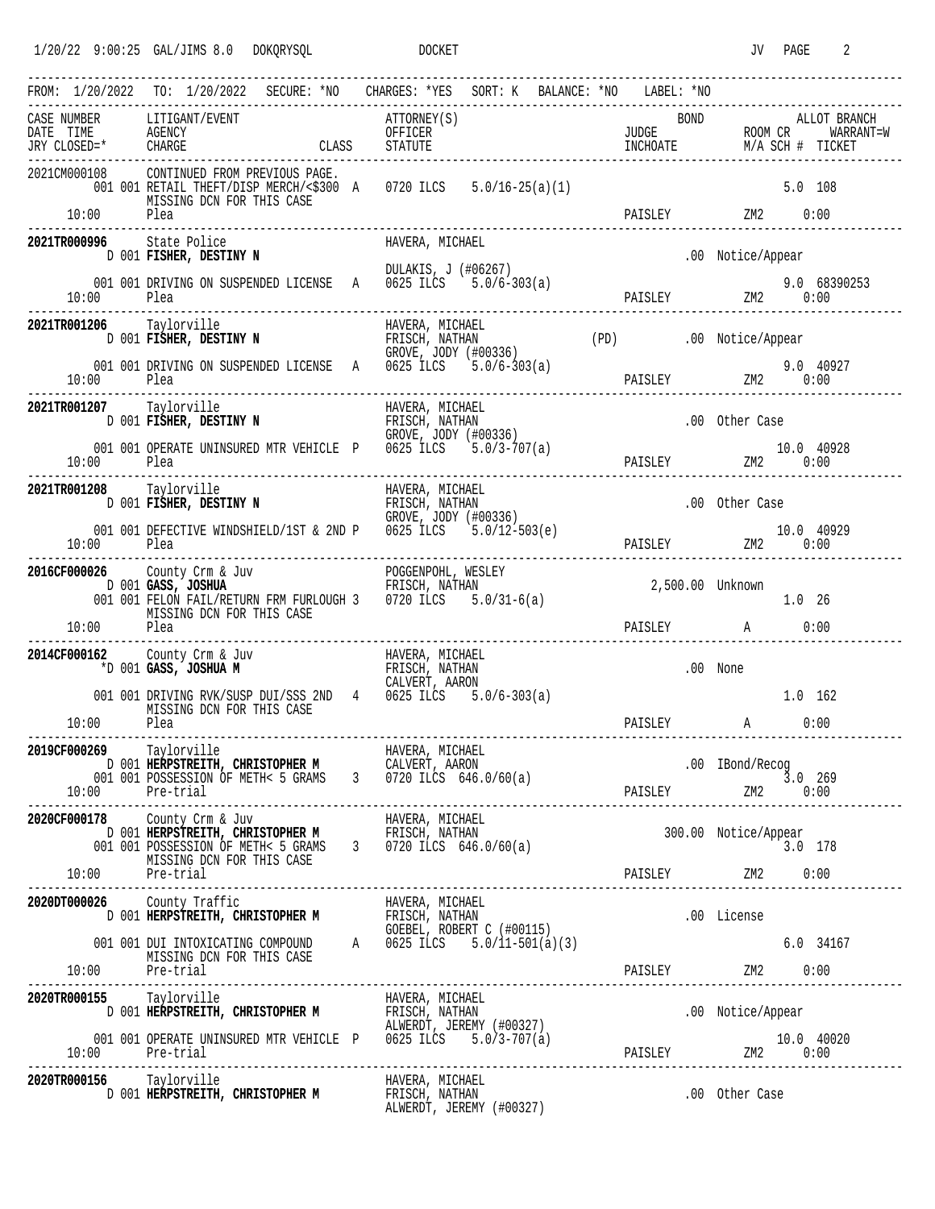1/20/22 9:00:25 GAL/JIMS 8.0 DOKQRYSQL DOCKET JV PAGE 2

```
------------------------------------------------------------------------------------------------------------------------
FROM: 1/20/2022  TO: 1/20/2022  SECURE: *NO   CHARGES: *YES  SORT: K  BALANCE: *NO   LABEL: *NO
------------------------------------------------------------------------------------------------------------------------
CASE NUMBER    LITIGANT/EVENT                     ATTORNEY(S)                          BOND              ALLOT BRANCH
DATE  TIME     AGENCY                             OFFICER                          JUDGE            ROOM CR     WARRANT=W
JRY CLOSED=*   CHARGE                    CLASS    STATUTE                          INCHOATE         M/A SCH #  TICKET
------------------------------------------------------------------------------------------------------------------------
2021CM000108   CONTINUED FROM PREVIOUS PAGE.
       001 001 RETAIL THEFT/DISP MERCH/<$300  A   0720 ILCS   5.0/16-25(a)(1)                               5.0  108
               MISSING DCN FOR THIS CASE
      10:00    Plea                                                            PAISLEY          ZM2     0:00
------------------------------------------------------------------------------------------------------------------------
2021TR000996   State Police                       HAVERA, MICHAEL
        D 001 FISHER, DESTINY N                                                        .00 Notice/Appear
                                                  DULAKIS, J (#06267)
       001 001 DRIVING ON SUSPENDED LICENSE   A   0625 ILCS   5.0/6-303(a)                                  9.0  68390253
      10:00    Plea                                                            PAISLEY          ZM2     0:00
------------------------------------------------------------------------------------------------------------------------
2021TR001206   Taylorville                        HAVERA, MICHAEL
        D 001 FISHER, DESTINY N                   FRISCH, NATHAN           (PD)        .00 Notice/Appear
                                                  GROVE, JODY (#00336)
       001 001 DRIVING ON SUSPENDED LICENSE   A   0625 ILCS   5.0/6-303(a)                                  9.0  40927
      10:00    Plea                                                            PAISLEY          ZM2     0:00
------------------------------------------------------------------------------------------------------------------------
2021TR001207   Taylorville                        HAVERA, MICHAEL
        D 001 FISHER, DESTINY N                   FRISCH, NATHAN                       .00 Other Case
                                                  GROVE, JODY (#00336)
       001 001 OPERATE UNINSURED MTR VEHICLE  P   0625 ILCS   5.0/3-707(a)                                  10.0 40928
      10:00    Plea                                                            PAISLEY          ZM2     0:00
------------------------------------------------------------------------------------------------------------------------
2021TR001208   Taylorville                        HAVERA, MICHAEL
        D 001 FISHER, DESTINY N                   FRISCH, NATHAN                       .00 Other Case
                                                  GROVE, JODY (#00336)
       001 001 DEFECTIVE WINDSHIELD/1ST & 2ND P   0625 ILCS   5.0/12-503(e)                                 10.0 40929
      10:00    Plea                                                            PAISLEY          ZM2     0:00
------------------------------------------------------------------------------------------------------------------------
2016CF000026   County Crm & Juv                   POGGENPOHL, WESLEY
        D 001 GASS, JOSHUA                        FRISCH, NATHAN                  2,500.00 Unknown
       001 001 FELON FAIL/RETURN FRM FURLOUGH 3   0720 ILCS   5.0/31-6(a)                                   1.0  26
               MISSING DCN FOR THIS CASE
      10:00    Plea                                                            PAISLEY          A       0:00
------------------------------------------------------------------------------------------------------------------------
2014CF000162   County Crm & Juv                   HAVERA, MICHAEL
       *D 001 GASS, JOSHUA M                      FRISCH, NATHAN                       .00 None
                                                  CALVERT, AARON
       001 001 DRIVING RVK/SUSP DUI/SSS 2ND   4   0625 ILCS   5.0/6-303(a)                                  1.0  162
               MISSING DCN FOR THIS CASE
      10:00    Plea                                                            PAISLEY          A       0:00
------------------------------------------------------------------------------------------------------------------------
2019CF000269   Taylorville                        HAVERA, MICHAEL
        D 001 HERPSTREITH, CHRISTOPHER M          CALVERT, AARON                       .00 IBond/Recog
       001 001 POSSESSION OF METH< 5 GRAMS    3   0720 ILCS  646.0/60(a)                                    3.0  269
      10:00    Pre-trial                                                       PAISLEY          ZM2     0:00
------------------------------------------------------------------------------------------------------------------------
2020CF000178   County Crm & Juv                   HAVERA, MICHAEL
        D 001 HERPSTREITH, CHRISTOPHER M          FRISCH, NATHAN                    300.00 Notice/Appear
       001 001 POSSESSION OF METH< 5 GRAMS    3   0720 ILCS  646.0/60(a)                                    3.0  178
               MISSING DCN FOR THIS CASE
      10:00    Pre-trial                                                       PAISLEY          ZM2     0:00
------------------------------------------------------------------------------------------------------------------------
2020DT000026   County Traffic                     HAVERA, MICHAEL
        D 001 HERPSTREITH, CHRISTOPHER M          FRISCH, NATHAN                       .00 License
                                                  GOEBEL, ROBERT C (#00115)
       001 001 DUI INTOXICATING COMPOUND      A   0625 ILCS   5.0/11-501(a)(3)                              6.0  34167
               MISSING DCN FOR THIS CASE
      10:00    Pre-trial                                                       PAISLEY          ZM2     0:00
------------------------------------------------------------------------------------------------------------------------
2020TR000155   Taylorville                        HAVERA, MICHAEL
        D 001 HERPSTREITH, CHRISTOPHER M          FRISCH, NATHAN                       .00 Notice/Appear
                                                  ALWERDT, JEREMY (#00327)
       001 001 OPERATE UNINSURED MTR VEHICLE  P   0625 ILCS   5.0/3-707(a)                                  10.0 40020
      10:00    Pre-trial                                                       PAISLEY          ZM2     0:00
------------------------------------------------------------------------------------------------------------------------
2020TR000156   Taylorville                        HAVERA, MICHAEL
        D 001 HERPSTREITH, CHRISTOPHER M          FRISCH, NATHAN                       .00 Other Case
                                                  ALWERDT, JEREMY (#00327)
```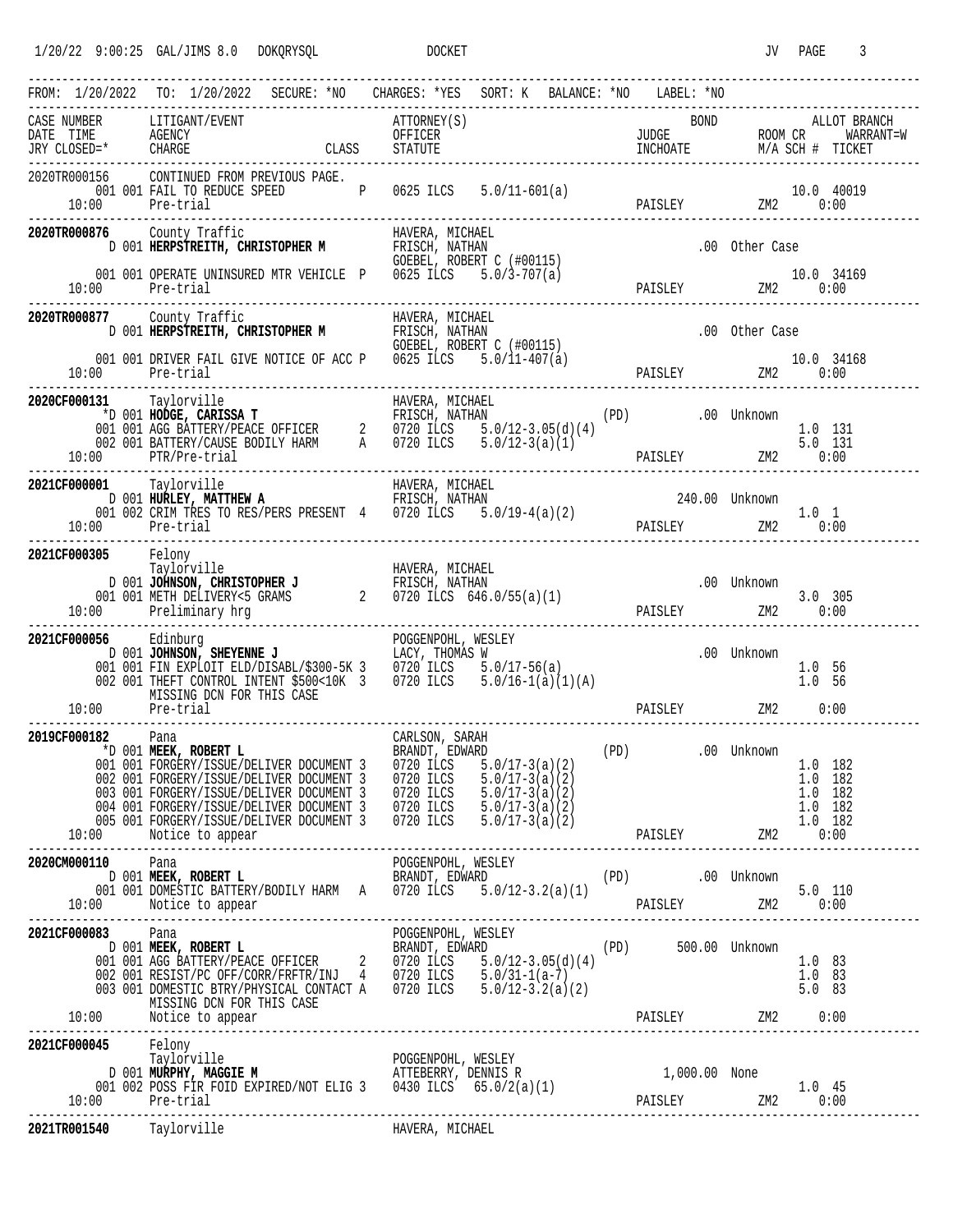1/20/22 9:00:25 GAL/JIMS 8.0 DOKQRYSQL DOCKET JV

FROM: 1/20/2022 TO: 1/20/2022 SECURE: *NO CHARGES: *YES SORT: K BALANCE: *NO LABEL: *NO

```
CASE NUMBER    LITIGANT/EVENT                          ATTORNEY(S)                          BOND              ALLOT BRANCH
DATE  TIME     AGENCY                                  OFFICER                       JUDGE                 ROOM CR    WARRANT=W
JRY CLOSED=*   CHARGE                       CLASS      STATUTE                       INCHOATE              M/A SCH #  TICKET
---------------------------------------------------------------------------------------------------------------------------
2020TR000156   CONTINUED FROM PREVIOUS PAGE.
       001 001 FAIL TO REDUCE SPEED          P    0625 ILCS   5.0/11-601(a)                                    10.0 40019
   10:00       Pre-trial                                                          PAISLEY            ZM2        0:00
---------------------------------------------------------------------------------------------------------------------------
2020TR000876   County Traffic                          HAVERA, MICHAEL
             D 001 HERPSTREITH, CHRISTOPHER M          FRISCH, NATHAN                          .00 Other Case
                                                       GOEBEL, ROBERT C (#00115)
       001 001 OPERATE UNINSURED MTR VEHICLE  P    0625 ILCS   5.0/3-707(a)                                    10.0 34169
   10:00       Pre-trial                                                          PAISLEY            ZM2        0:00
---------------------------------------------------------------------------------------------------------------------------
2020TR000877   County Traffic                          HAVERA, MICHAEL
             D 001 HERPSTREITH, CHRISTOPHER M          FRISCH, NATHAN                          .00 Other Case
                                                       GOEBEL, ROBERT C (#00115)
       001 001 DRIVER FAIL GIVE NOTICE OF ACC P    0625 ILCS   5.0/11-407(a)                                   10.0 34168
   10:00       Pre-trial                                                          PAISLEY            ZM2        0:00
---------------------------------------------------------------------------------------------------------------------------
2020CF000131   Taylorville                             HAVERA, MICHAEL
            *D 001 HODGE, CARISSA T                    FRISCH, NATHAN                (PD)          .00 Unknown
       001 001 AGG BATTERY/PEACE OFFICER      2    0720 ILCS   5.0/12-3.05(d)(4)                                1.0 131
       002 001 BATTERY/CAUSE BODILY HARM      A    0720 ILCS   5.0/12-3(a)(1)                                   5.0 131
   10:00       PTR/Pre-trial                                                      PAISLEY            ZM2        0:00
---------------------------------------------------------------------------------------------------------------------------
2021CF000001   Taylorville                             HAVERA, MICHAEL
             D 001 HURLEY, MATTHEW A                   FRISCH, NATHAN                          240.00 Unknown
       001 002 CRIM TRES TO RES/PERS PRESENT  4    0720 ILCS   5.0/19-4(a)(2)                                   1.0 1
   10:00       Pre-trial                                                          PAISLEY            ZM2        0:00
---------------------------------------------------------------------------------------------------------------------------
2021CF000305   Felony
               Taylorville                             HAVERA, MICHAEL
             D 001 JOHNSON, CHRISTOPHER J              FRISCH, NATHAN                          .00 Unknown
       001 001 METH DELIVERY<5 GRAMS          2    0720 ILCS  646.0/55(a)(1)                                    3.0 305
   10:00       Preliminary hrg                                                    PAISLEY            ZM2        0:00
---------------------------------------------------------------------------------------------------------------------------
2021CF000056   Edinburg                                POGGENPOHL, WESLEY
             D 001 JOHNSON, SHEYENNE J                 LACY, THOMAS W                          .00 Unknown
       001 001 FIN EXPLOIT ELD/DISABL/$300-5K 3    0720 ILCS   5.0/17-56(a)                                     1.0 56
       002 001 THEFT CONTROL INTENT $500<10K  3    0720 ILCS   5.0/16-1(a)(1)(A)                                1.0 56
               MISSING DCN FOR THIS CASE
   10:00       Pre-trial                                                          PAISLEY            ZM2        0:00
---------------------------------------------------------------------------------------------------------------------------
2019CF000182   Pana                                    CARLSON, SARAH
            *D 001 MEEK, ROBERT L                      BRANDT, EDWARD                (PD)          .00 Unknown
       001 001 FORGERY/ISSUE/DELIVER DOCUMENT 3    0720 ILCS   5.0/17-3(a)(2)                                   1.0 182
       002 001 FORGERY/ISSUE/DELIVER DOCUMENT 3    0720 ILCS   5.0/17-3(a)(2)                                   1.0 182
       003 001 FORGERY/ISSUE/DELIVER DOCUMENT 3    0720 ILCS   5.0/17-3(a)(2)                                   1.0 182
       004 001 FORGERY/ISSUE/DELIVER DOCUMENT 3    0720 ILCS   5.0/17-3(a)(2)                                   1.0 182
       005 001 FORGERY/ISSUE/DELIVER DOCUMENT 3    0720 ILCS   5.0/17-3(a)(2)                                   1.0 182
   10:00       Notice to appear                                                   PAISLEY            ZM2        0:00
---------------------------------------------------------------------------------------------------------------------------
2020CM000110   Pana                                    POGGENPOHL, WESLEY
             D 001 MEEK, ROBERT L                      BRANDT, EDWARD                (PD)          .00 Unknown
       001 001 DOMESTIC BATTERY/BODILY HARM   A    0720 ILCS   5.0/12-3.2(a)(1)                                 5.0 110
   10:00       Notice to appear                                                   PAISLEY            ZM2        0:00
---------------------------------------------------------------------------------------------------------------------------
2021CF000083   Pana                                    POGGENPOHL, WESLEY
             D 001 MEEK, ROBERT L                      BRANDT, EDWARD                (PD)       500.00 Unknown
       001 001 AGG BATTERY/PEACE OFFICER      2    0720 ILCS   5.0/12-3.05(d)(4)                                1.0 83
       002 001 RESIST/PC OFF/CORR/FRFTR/INJ   4    0720 ILCS   5.0/31-1(a-7)                                    1.0 83
       003 001 DOMESTIC BTRY/PHYSICAL CONTACT A    0720 ILCS   5.0/12-3.2(a)(2)                                 5.0 83
               MISSING DCN FOR THIS CASE
   10:00       Notice to appear                                                   PAISLEY            ZM2        0:00
---------------------------------------------------------------------------------------------------------------------------
2021CF000045   Felony
               Taylorville                             POGGENPOHL, WESLEY
             D 001 MURPHY, MAGGIE M                    ATTEBERRY, DENNIS R                   1,000.00 None
       001 002 POSS FIR FOID EXPIRED/NOT ELIG 3    0430 ILCS  65.0/2(a)(1)                                      1.0 45
   10:00       Pre-trial                                                          PAISLEY            ZM2        0:00
---------------------------------------------------------------------------------------------------------------------------
2021TR001540   Taylorville                             HAVERA, MICHAEL
```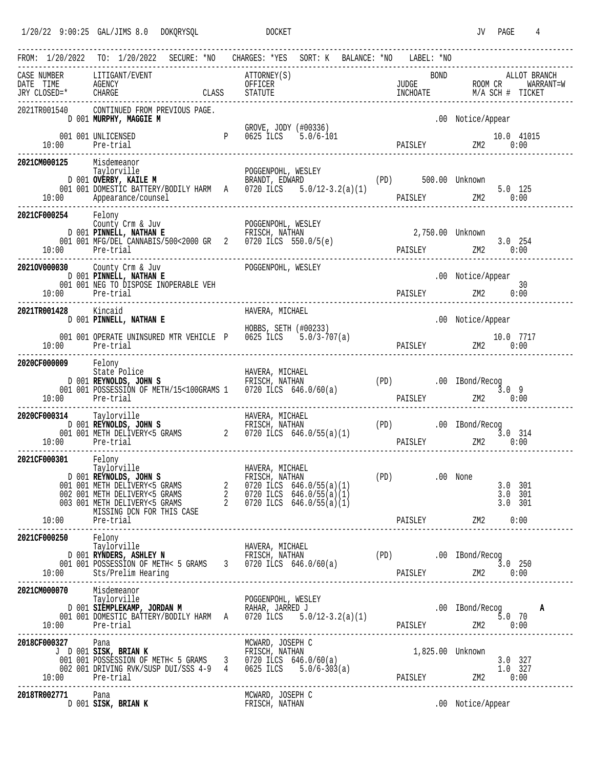```
FROM: 1/20/2022  TO: 1/20/2022  SECURE: *NO  CHARGES: *YES  SORT: K  BALANCE: *NO  LABEL: *NO
----------------------------------------------------------------------------------------------------------------
CASE NUMBER    LITIGANT/EVENT                 ATTORNEY(S)                          BOND              ALLOT BRANCH
DATE  TIME     AGENCY                         OFFICER                      JUDGE              ROOM CR     WARRANT=W
JRY CLOSED=*   CHARGE                  CLASS  STATUTE                      INCHOATE           M/A SCH #  TICKET
----------------------------------------------------------------------------------------------------------------
2021TR001540     CONTINUED FROM PREVIOUS PAGE.
          D 001 MURPHY, MAGGIE M                                                          .00 Notice/Appear
                                              GROVE, JODY (#00336)
        001 001 UNLICENSED               P    0625 ILCS    5.0/6-101                                   10.0 41015
  10:00     Pre-trial                                                          PAISLEY          ZM2      0:00
----------------------------------------------------------------------------------------------------------------
2021CM000125     Misdemeanor
                 Taylorville                  POGGENPOHL, WESLEY
          D 001 OVERBY, KAILE M               BRANDT, EDWARD                (PD)     500.00 Unknown
        001 001 DOMESTIC BATTERY/BODILY HARM  A   0720 ILCS   5.0/12-3.2(a)(1)                          5.0 125
  10:00     Appearance/counsel                                                 PAISLEY          ZM2      0:00
----------------------------------------------------------------------------------------------------------------
2021CF000254     Felony
                 County Crm & Juv             POGGENPOHL, WESLEY
          D 001 PINNELL, NATHAN E             FRISCH, NATHAN                       2,750.00 Unknown
        001 001 MFG/DEL CANNABIS/500<2000 GR  2   0720 ILCS  550.0/5(e)                                 3.0 254
  10:00     Pre-trial                                                          PAISLEY          ZM2      0:00
----------------------------------------------------------------------------------------------------------------
2021OV000030     County Crm & Juv             POGGENPOHL, WESLEY
          D 001 PINNELL, NATHAN E                                                         .00 Notice/Appear
        001 001 NEG TO DISPOSE INOPERABLE VEH                                                                30
  10:00     Pre-trial                                                          PAISLEY          ZM2      0:00
----------------------------------------------------------------------------------------------------------------
2021TR001428     Kincaid                      HAVERA, MICHAEL
          D 001 PINNELL, NATHAN E                                                         .00 Notice/Appear
                                              HOBBS, SETH (#00233)
        001 001 OPERATE UNINSURED MTR VEHICLE  P  0625 ILCS    5.0/3-707(a)                            10.0 7717
  10:00     Pre-trial                                                          PAISLEY          ZM2      0:00
----------------------------------------------------------------------------------------------------------------
2020CF000009     Felony
                 State Police                 HAVERA, MICHAEL
          D 001 REYNOLDS, JOHN S              FRISCH, NATHAN                (PD)        .00 IBond/Recog
        001 001 POSSESSION OF METH/15<100GRAMS 1  0720 ILCS  646.0/60(a)                                3.0 9
  10:00     Pre-trial                                                          PAISLEY          ZM2      0:00
----------------------------------------------------------------------------------------------------------------
2020CF000314     Taylorville                  HAVERA, MICHAEL
          D 001 REYNOLDS, JOHN S              FRISCH, NATHAN                (PD)        .00 IBond/Recog
        001 001 METH DELIVERY<5 GRAMS      2  0720 ILCS  646.0/55(a)(1)                                 3.0 314
  10:00     Pre-trial                                                          PAISLEY          ZM2      0:00
----------------------------------------------------------------------------------------------------------------
2021CF000301     Felony
                 Taylorville                  HAVERA, MICHAEL
          D 001 REYNOLDS, JOHN S              FRISCH, NATHAN                (PD)        .00 None
        001 001 METH DELIVERY<5 GRAMS      2  0720 ILCS  646.0/55(a)(1)                                 3.0 301
        002 001 METH DELIVERY<5 GRAMS      2  0720 ILCS  646.0/55(a)(1)                                 3.0 301
        003 001 METH DELIVERY<5 GRAMS      2  0720 ILCS  646.0/55(a)(1)                                 3.0 301
                MISSING DCN FOR THIS CASE
  10:00     Pre-trial                                                          PAISLEY          ZM2      0:00
----------------------------------------------------------------------------------------------------------------
2021CF000250     Felony
                 Taylorville                  HAVERA, MICHAEL
          D 001 RYNDERS, ASHLEY N             FRISCH, NATHAN                (PD)        .00 IBond/Recog
        001 001 POSSESSION OF METH< 5 GRAMS  3  0720 ILCS  646.0/60(a)                                  3.0 250
  10:00     Sts/Prelim Hearing                                                 PAISLEY          ZM2      0:00
----------------------------------------------------------------------------------------------------------------
2021CM000070     Misdemeanor
                 Taylorville                  POGGENPOHL, WESLEY
          D 001 SIEMPLEKAMP, JORDAN M         RAHAR, JARRED J                             .00 IBond/Recog         A
        001 001 DOMESTIC BATTERY/BODILY HARM  A   0720 ILCS   5.0/12-3.2(a)(1)                          5.0 70
  10:00     Pre-trial                                                          PAISLEY          ZM2      0:00
----------------------------------------------------------------------------------------------------------------
2018CF000327     Pana                         MCWARD, JOSEPH C
        J  D 001 SISK, BRIAN K                FRISCH, NATHAN                       1,825.00 Unknown
        001 001 POSSESSION OF METH< 5 GRAMS  3  0720 ILCS  646.0/60(a)                                  3.0 327
        002 001 DRIVING RVK/SUSP DUI/SSS 4-9  4  0625 ILCS    5.0/6-303(a)                              1.0 327
  10:00     Pre-trial                                                          PAISLEY          ZM2      0:00
----------------------------------------------------------------------------------------------------------------
2018TR002771     Pana                         MCWARD, JOSEPH C
          D 001 SISK, BRIAN K                 FRISCH, NATHAN                              .00 Notice/Appear
```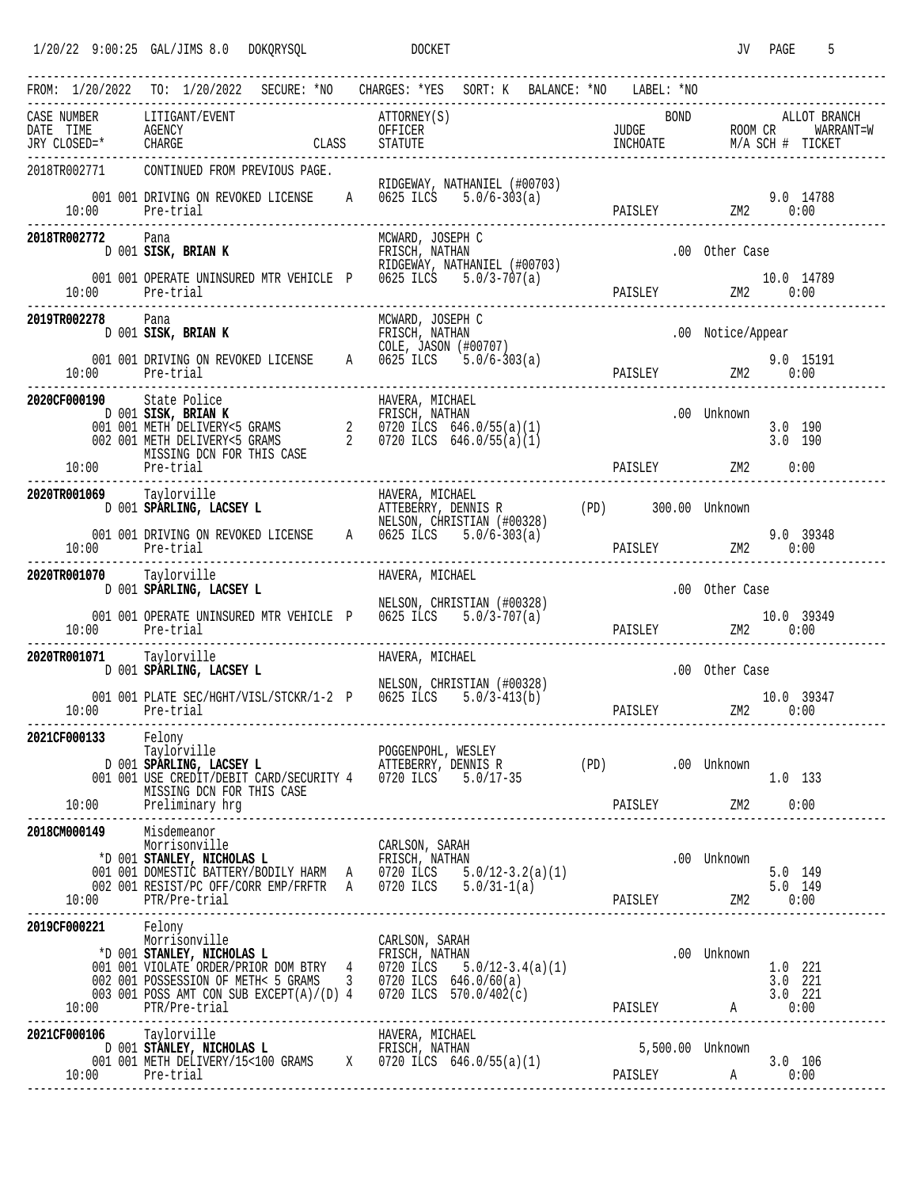```
1/20/22  9:00:25  GAL/JIMS 8.0  DOKQRYSQL              DOCKET                                              JV   PAGE    5

---------------------------------------------------------------------------------------------------------------------------
FROM: 1/20/2022  TO: 1/20/2022  SECURE: *NO   CHARGES: *YES  SORT: K  BALANCE: *NO   LABEL: *NO
---------------------------------------------------------------------------------------------------------------------------
CASE NUMBER      LITIGANT/EVENT                       ATTORNEY(S)                          BOND              ALLOT BRANCH
DATE  TIME       AGENCY                               OFFICER                        JUDGE              ROOM CR     WARRANT=W
JRY CLOSED=*     CHARGE                     CLASS     STATUTE                        INCHOATE           M/A SCH #  TICKET
---------------------------------------------------------------------------------------------------------------------------
2018TR002771     CONTINUED FROM PREVIOUS PAGE.
                                                      RIDGEWAY, NATHANIEL (#00703)
      001 001 DRIVING ON REVOKED LICENSE     A    0625 ILCS    5.0/6-303(a)                                    9.0  14788
    10:00       Pre-trial                                                            PAISLEY          ZM2     0:00
---------------------------------------------------------------------------------------------------------------------------
2018TR002772     Pana                                 MCWARD, JOSEPH C
            D 001 SISK, BRIAN K                       FRISCH, NATHAN                              .00  Other Case
                                                      RIDGEWAY, NATHANIEL (#00703)
      001 001 OPERATE UNINSURED MTR VEHICLE  P    0625 ILCS    5.0/3-707(a)                                   10.0  14789
    10:00       Pre-trial                                                            PAISLEY          ZM2     0:00
---------------------------------------------------------------------------------------------------------------------------
2019TR002278     Pana                                 MCWARD, JOSEPH C
            D 001 SISK, BRIAN K                       FRISCH, NATHAN                              .00  Notice/Appear
                                                      COLE, JASON (#00707)
      001 001 DRIVING ON REVOKED LICENSE     A    0625 ILCS    5.0/6-303(a)                                    9.0  15191
    10:00       Pre-trial                                                            PAISLEY          ZM2     0:00
---------------------------------------------------------------------------------------------------------------------------
2020CF000190     State Police                         HAVERA, MICHAEL
            D 001 SISK, BRIAN K                       FRISCH, NATHAN                              .00  Unknown
      001 001 METH DELIVERY<5 GRAMS          2    0720 ILCS  646.0/55(a)(1)                                    3.0  190
      002 001 METH DELIVERY<5 GRAMS          2    0720 ILCS  646.0/55(a)(1)                                    3.0  190
                MISSING DCN FOR THIS CASE
    10:00       Pre-trial                                                            PAISLEY          ZM2     0:00
---------------------------------------------------------------------------------------------------------------------------
2020TR001069     Taylorville                          HAVERA, MICHAEL
            D 001 SPARLING, LACSEY L                  ATTEBERRY, DENNIS R         (PD)        300.00  Unknown
                                                      NELSON, CHRISTIAN (#00328)
      001 001 DRIVING ON REVOKED LICENSE     A    0625 ILCS    5.0/6-303(a)                                    9.0  39348
    10:00       Pre-trial                                                            PAISLEY          ZM2     0:00
---------------------------------------------------------------------------------------------------------------------------
2020TR001070     Taylorville                          HAVERA, MICHAEL
            D 001 SPARLING, LACSEY L                                                              .00  Other Case
                                                      NELSON, CHRISTIAN (#00328)
      001 001 OPERATE UNINSURED MTR VEHICLE  P    0625 ILCS    5.0/3-707(a)                                   10.0  39349
    10:00       Pre-trial                                                            PAISLEY          ZM2     0:00
---------------------------------------------------------------------------------------------------------------------------
2020TR001071     Taylorville                          HAVERA, MICHAEL
            D 001 SPARLING, LACSEY L                                                              .00  Other Case
                                                      NELSON, CHRISTIAN (#00328)
      001 001 PLATE SEC/HGHT/VISL/STCKR/1-2  P    0625 ILCS    5.0/3-413(b)                                   10.0  39347
    10:00       Pre-trial                                                            PAISLEY          ZM2     0:00
---------------------------------------------------------------------------------------------------------------------------
2021CF000133     Felony
                 Taylorville                          POGGENPOHL, WESLEY
            D 001 SPARLING, LACSEY L                  ATTEBERRY, DENNIS R         (PD)           .00  Unknown
      001 001 USE CREDIT/DEBIT CARD/SECURITY 4    0720 ILCS    5.0/17-35                                       1.0  133
                MISSING DCN FOR THIS CASE
    10:00       Preliminary hrg                                                      PAISLEY          ZM2     0:00
---------------------------------------------------------------------------------------------------------------------------
2018CM000149     Misdemeanor
                 Morrisonville                        CARLSON, SARAH
           *D 001 STANLEY, NICHOLAS L                 FRISCH, NATHAN                              .00  Unknown
      001 001 DOMESTIC BATTERY/BODILY HARM   A    0720 ILCS    5.0/12-3.2(a)(1)                                5.0  149
      002 001 RESIST/PC OFF/CORR EMP/FRFTR   A    0720 ILCS    5.0/31-1(a)                                     5.0  149
    10:00       PTR/Pre-trial                                                        PAISLEY          ZM2     0:00
---------------------------------------------------------------------------------------------------------------------------
2019CF000221     Felony
                 Morrisonville                        CARLSON, SARAH
           *D 001 STANLEY, NICHOLAS L                 FRISCH, NATHAN                              .00  Unknown
      001 001 VIOLATE ORDER/PRIOR DOM BTRY   4    0720 ILCS    5.0/12-3.4(a)(1)                                1.0  221
      002 001 POSSESSION OF METH< 5 GRAMS    3    0720 ILCS  646.0/60(a)                                       3.0  221
      003 001 POSS AMT CON SUB EXCEPT(A)/(D) 4    0720 ILCS  570.0/402(c)                                      3.0  221
    10:00       PTR/Pre-trial                                                        PAISLEY          A       0:00
---------------------------------------------------------------------------------------------------------------------------
2021CF000106     Taylorville                          HAVERA, MICHAEL
            D 001 STANLEY, NICHOLAS L                 FRISCH, NATHAN                         5,500.00  Unknown
      001 001 METH DELIVERY/15<100 GRAMS     X    0720 ILCS  646.0/55(a)(1)                                    3.0  106
    10:00       Pre-trial                                                            PAISLEY          A       0:00
---------------------------------------------------------------------------------------------------------------------------
```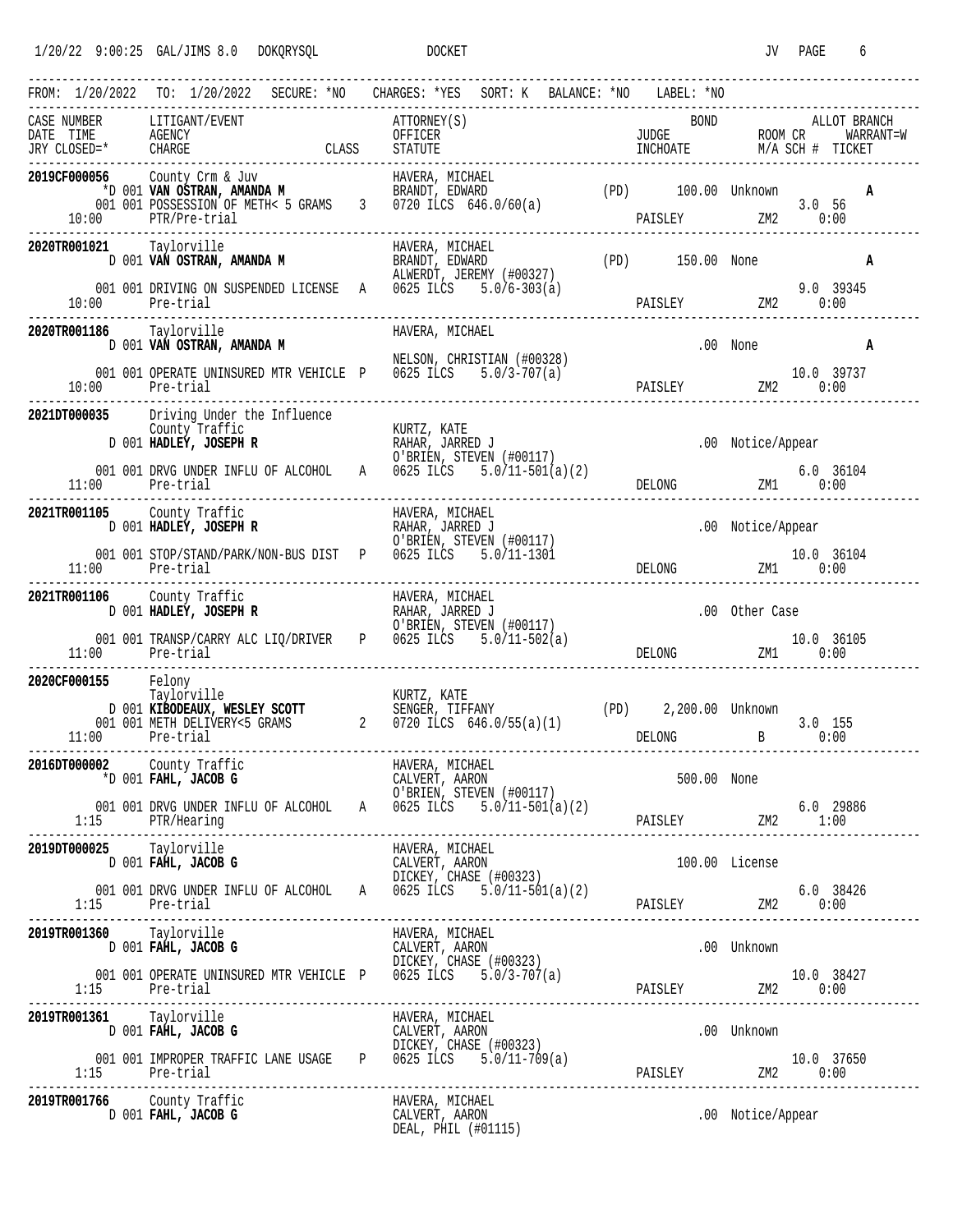1/20/22 9:00:25 GAL/JIMS 8.0 DOKQRYSQL DOCKET JV

FROM: 1/20/2022 TO: 1/20/2022 SECURE: *NO CHARGES: *YES SORT: K BALANCE: *NO LABEL: *NO

```
CASE NUMBER    LITIGANT/EVENT                              ATTORNEY(S)                           BOND                 ALLOT BRANCH
DATE  TIME     AGENCY                                      OFFICER                        JUDGE                 ROOM CR      WARRANT=W
JRY CLOSED=*   CHARGE                          CLASS       STATUTE                        INCHOATE              M/A SCH #  TICKET
---------------------------------------------------------------------------------------------------------------------------------------
2019CF000056   County Crm & Juv                            HAVERA, MICHAEL
               *D 001 VAN OSTRAN, AMANDA M                 BRANDT, EDWARD            (PD)      100.00 Unknown                     A
    001 001 POSSESSION OF METH< 5 GRAMS    3          0720 ILCS  646.0/60(a)                                      3.0 56
    10:00      PTR/Pre-trial                                                          PAISLEY              ZM2      0:00
---------------------------------------------------------------------------------------------------------------------------------------
2020TR001021   Taylorville                                 HAVERA, MICHAEL
               D 001 VAN OSTRAN, AMANDA M                  BRANDT, EDWARD            (PD)      150.00 None                        A
                                                           ALWERDT, JEREMY (#00327)
    001 001 DRIVING ON SUSPENDED LICENSE   A          0625 ILCS   5.0/6-303(a)                                    9.0 39345
    10:00      Pre-trial                                                              PAISLEY              ZM2      0:00
---------------------------------------------------------------------------------------------------------------------------------------
2020TR001186   Taylorville                                 HAVERA, MICHAEL
               D 001 VAN OSTRAN, AMANDA M                                                         .00 None                        A
                                                           NELSON, CHRISTIAN (#00328)
    001 001 OPERATE UNINSURED MTR VEHICLE  P          0625 ILCS   5.0/3-707(a)                                    10.0 39737
    10:00      Pre-trial                                                              PAISLEY              ZM2      0:00
---------------------------------------------------------------------------------------------------------------------------------------
2021DT000035   Driving Under the Influence
               County Traffic                              KURTZ, KATE
               D 001 HADLEY, JOSEPH R                      RAHAR, JARRED J                        .00 Notice/Appear
                                                           O'BRIEN, STEVEN (#00117)
    001 001 DRVG UNDER INFLU OF ALCOHOL    A          0625 ILCS   5.0/11-501(a)(2)                                6.0 36104
    11:00      Pre-trial                                                              DELONG               ZM1      0:00
---------------------------------------------------------------------------------------------------------------------------------------
2021TR001105   County Traffic                              HAVERA, MICHAEL
               D 001 HADLEY, JOSEPH R                      RAHAR, JARRED J                        .00 Notice/Appear
                                                           O'BRIEN, STEVEN (#00117)
    001 001 STOP/STAND/PARK/NON-BUS DIST   P          0625 ILCS   5.0/11-1301                                     10.0 36104
    11:00      Pre-trial                                                              DELONG               ZM1      0:00
---------------------------------------------------------------------------------------------------------------------------------------
2021TR001106   County Traffic                              HAVERA, MICHAEL
               D 001 HADLEY, JOSEPH R                      RAHAR, JARRED J                        .00 Other Case
                                                           O'BRIEN, STEVEN (#00117)
    001 001 TRANSP/CARRY ALC LIQ/DRIVER    P          0625 ILCS   5.0/11-502(a)                                   10.0 36105
    11:00      Pre-trial                                                              DELONG               ZM1      0:00
---------------------------------------------------------------------------------------------------------------------------------------
2020CF000155   Felony
               Taylorville                                 KURTZ, KATE
               D 001 KIBODEAUX, WESLEY SCOTT               SENGER, TIFFANY           (PD)    2,200.00 Unknown
    001 001 METH DELIVERY<5 GRAMS          2          0720 ILCS  646.0/55(a)(1)                                   3.0 155
    11:00      Pre-trial                                                              DELONG               B        0:00
---------------------------------------------------------------------------------------------------------------------------------------
2016DT000002   County Traffic                              HAVERA, MICHAEL
               *D 001 FAHL, JACOB G                        CALVERT, AARON                      500.00 None
                                                           O'BRIEN, STEVEN (#00117)
    001 001 DRVG UNDER INFLU OF ALCOHOL    A          0625 ILCS   5.0/11-501(a)(2)                                6.0 29886
    1:15       PTR/Hearing                                                            PAISLEY              ZM2      1:00
---------------------------------------------------------------------------------------------------------------------------------------
2019DT000025   Taylorville                                 HAVERA, MICHAEL
               D 001 FAHL, JACOB G                         CALVERT, AARON                      100.00 License
                                                           DICKEY, CHASE (#00323)
    001 001 DRVG UNDER INFLU OF ALCOHOL    A          0625 ILCS   5.0/11-501(a)(2)                                6.0 38426
    1:15       Pre-trial                                                              PAISLEY              ZM2      0:00
---------------------------------------------------------------------------------------------------------------------------------------
2019TR001360   Taylorville                                 HAVERA, MICHAEL
               D 001 FAHL, JACOB G                         CALVERT, AARON                         .00 Unknown
                                                           DICKEY, CHASE (#00323)
    001 001 OPERATE UNINSURED MTR VEHICLE  P          0625 ILCS   5.0/3-707(a)                                    10.0 38427
    1:15       Pre-trial                                                              PAISLEY              ZM2      0:00
---------------------------------------------------------------------------------------------------------------------------------------
2019TR001361   Taylorville                                 HAVERA, MICHAEL
               D 001 FAHL, JACOB G                         CALVERT, AARON                         .00 Unknown
                                                           DICKEY, CHASE (#00323)
    001 001 IMPROPER TRAFFIC LANE USAGE    P          0625 ILCS   5.0/11-709(a)                                   10.0 37650
    1:15       Pre-trial                                                              PAISLEY              ZM2      0:00
---------------------------------------------------------------------------------------------------------------------------------------
2019TR001766   County Traffic                              HAVERA, MICHAEL
               D 001 FAHL, JACOB G                         CALVERT, AARON                         .00 Notice/Appear
                                                           DEAL, PHIL (#01115)
```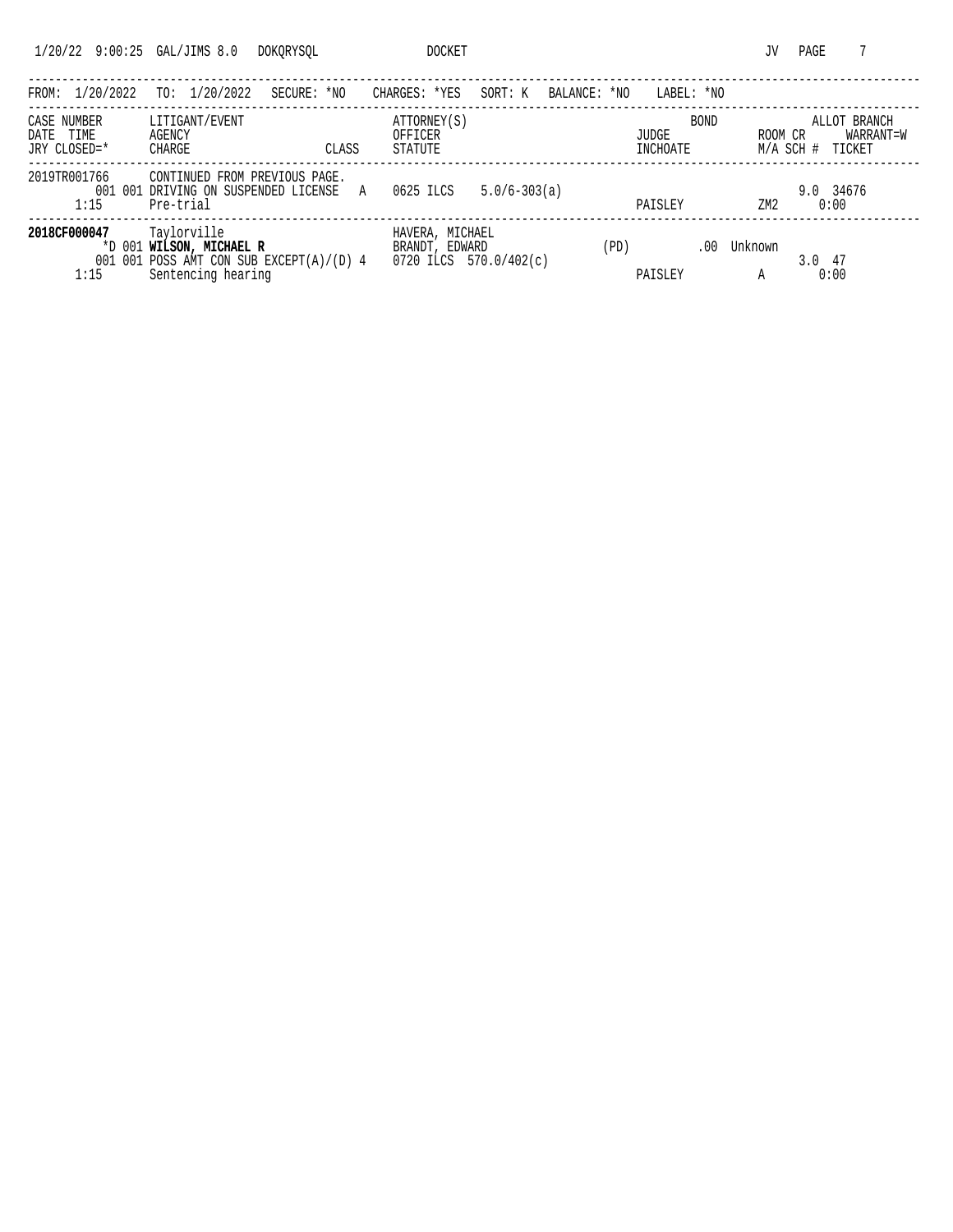| | | | | |
|---|---|---|---|---|
| FROM: 1/20/2022 | TO: 1/20/2022 SECURE: *NO | CHARGES: *YES SORT: K BALANCE: *NO | LABEL: *NO | |

| CASE NUMBER<br>DATE TIME<br>JRY CLOSED=* | LITIGANT/EVENT<br>AGENCY<br>CHARGE | CLASS | ATTORNEY(S)<br>OFFICER<br>STATUTE | | BOND<br>JUDGE<br>INCHOATE | ROOM CR<br>M/A SCH # | ALLOT BRANCH<br>WARRANT=W<br>TICKET |
|---|---|---|---|---|---|---|---|
| 2019TR001766 | CONTINUED FROM PREVIOUS PAGE. | | | | | | |
| | 001 001 DRIVING ON SUSPENDED LICENSE | A | 0625 ILCS 5.0/6-303(a) | | | | 9.0 34676 |
| 1:15 | Pre-trial | | | | PAISLEY | ZM2 | 0:00 |
| **2018CF000047** | Taylorville | | HAVERA, MICHAEL | | | | |
| | *D 001 **WILSON, MICHAEL R** | | BRANDT, EDWARD | (PD) | .00 | Unknown | |
| | 001 001 POSS AMT CON SUB EXCEPT(A)/(D) | 4 | 0720 ILCS 570.0/402(c) | | | | 3.0 47 |
| 1:15 | Sentencing hearing | | | | PAISLEY | A | 0:00 |